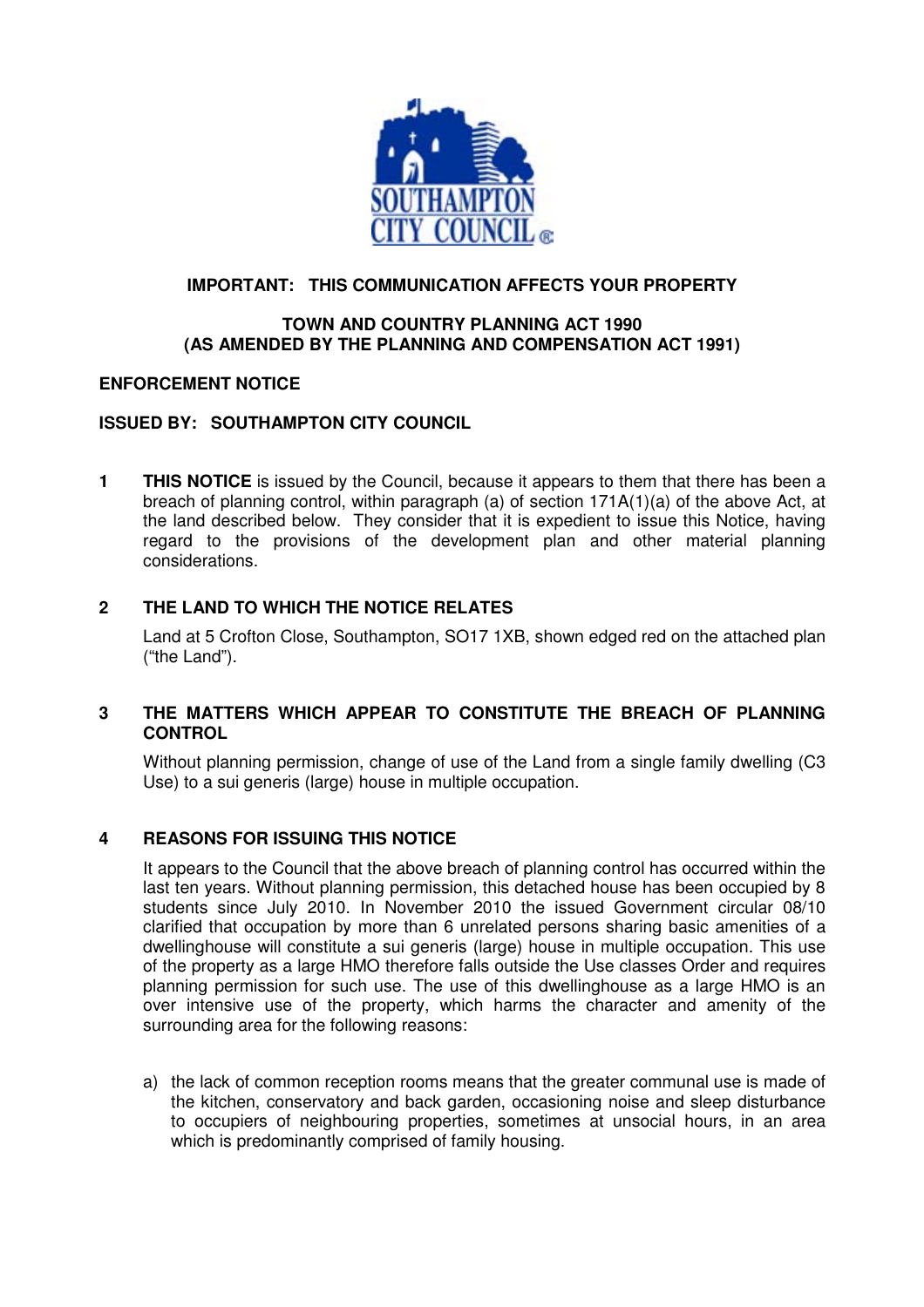**IMPORTANT: THIS COMMUNICATION AFFECTS YOUR PROPERTY**

**TOWN AND COUNTRY PLANNING ACT 1990**
**(AS AMENDED BY THE PLANNING AND COMPENSATION ACT 1991)**

**ENFORCEMENT NOTICE**

**ISSUED BY: SOUTHAMPTON CITY COUNCIL**

**1** **THIS NOTICE** is issued by the Council, because it appears to them that there has been a breach of planning control, within paragraph (a) of section 171A(1)(a) of the above Act, at the land described below. They consider that it is expedient to issue this Notice, having regard to the provisions of the development plan and other material planning considerations.

**2** **THE LAND TO WHICH THE NOTICE RELATES**

Land at 5 Crofton Close, Southampton, SO17 1XB, shown edged red on the attached plan ("the Land").

**3** **THE MATTERS WHICH APPEAR TO CONSTITUTE THE BREACH OF PLANNING CONTROL**

Without planning permission, change of use of the Land from a single family dwelling (C3 Use) to a sui generis (large) house in multiple occupation.

**4** **REASONS FOR ISSUING THIS NOTICE**

It appears to the Council that the above breach of planning control has occurred within the last ten years. Without planning permission, this detached house has been occupied by 8 students since July 2010. In November 2010 the issued Government circular 08/10 clarified that occupation by more than 6 unrelated persons sharing basic amenities of a dwellinghouse will constitute a sui generis (large) house in multiple occupation. This use of the property as a large HMO therefore falls outside the Use classes Order and requires planning permission for such use. The use of this dwellinghouse as a large HMO is an over intensive use of the property, which harms the character and amenity of the surrounding area for the following reasons:

a) the lack of common reception rooms means that the greater communal use is made of the kitchen, conservatory and back garden, occasioning noise and sleep disturbance to occupiers of neighbouring properties, sometimes at unsocial hours, in an area which is predominantly comprised of family housing.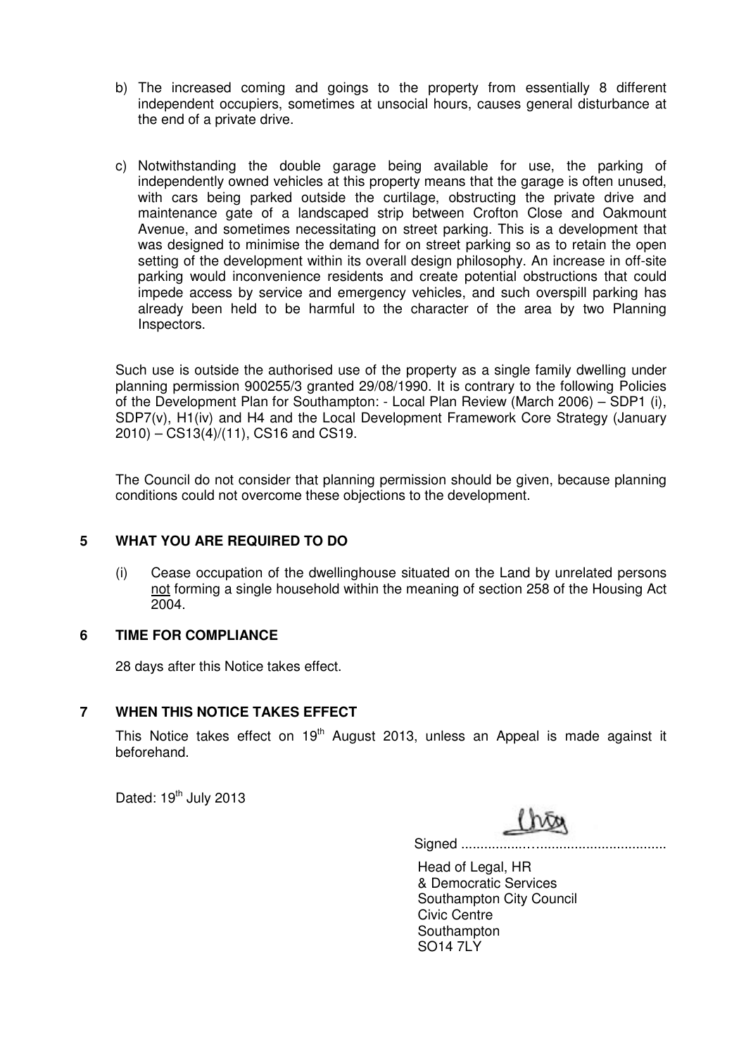b) The increased coming and goings to the property from essentially 8 different independent occupiers, sometimes at unsocial hours, causes general disturbance at the end of a private drive.

c) Notwithstanding the double garage being available for use, the parking of independently owned vehicles at this property means that the garage is often unused, with cars being parked outside the curtilage, obstructing the private drive and maintenance gate of a landscaped strip between Crofton Close and Oakmount Avenue, and sometimes necessitating on street parking. This is a development that was designed to minimise the demand for on street parking so as to retain the open setting of the development within its overall design philosophy. An increase in off-site parking would inconvenience residents and create potential obstructions that could impede access by service and emergency vehicles, and such overspill parking has already been held to be harmful to the character of the area by two Planning Inspectors.

Such use is outside the authorised use of the property as a single family dwelling under planning permission 900255/3 granted 29/08/1990. It is contrary to the following Policies of the Development Plan for Southampton: - Local Plan Review (March 2006) – SDP1 (i), SDP7(v), H1(iv) and H4 and the Local Development Framework Core Strategy (January 2010) – CS13(4)/(11), CS16 and CS19.

The Council do not consider that planning permission should be given, because planning conditions could not overcome these objections to the development.

## 5 WHAT YOU ARE REQUIRED TO DO

(i) Cease occupation of the dwellinghouse situated on the Land by unrelated persons <u>not</u> forming a single household within the meaning of section 258 of the Housing Act 2004.

## 6 TIME FOR COMPLIANCE

28 days after this Notice takes effect.

## 7 WHEN THIS NOTICE TAKES EFFECT

This Notice takes effect on 19th August 2013, unless an Appeal is made against it beforehand.

Dated: 19th July 2013

Signed ..................................................

Head of Legal, HR
& Democratic Services
Southampton City Council
Civic Centre
Southampton
SO14 7LY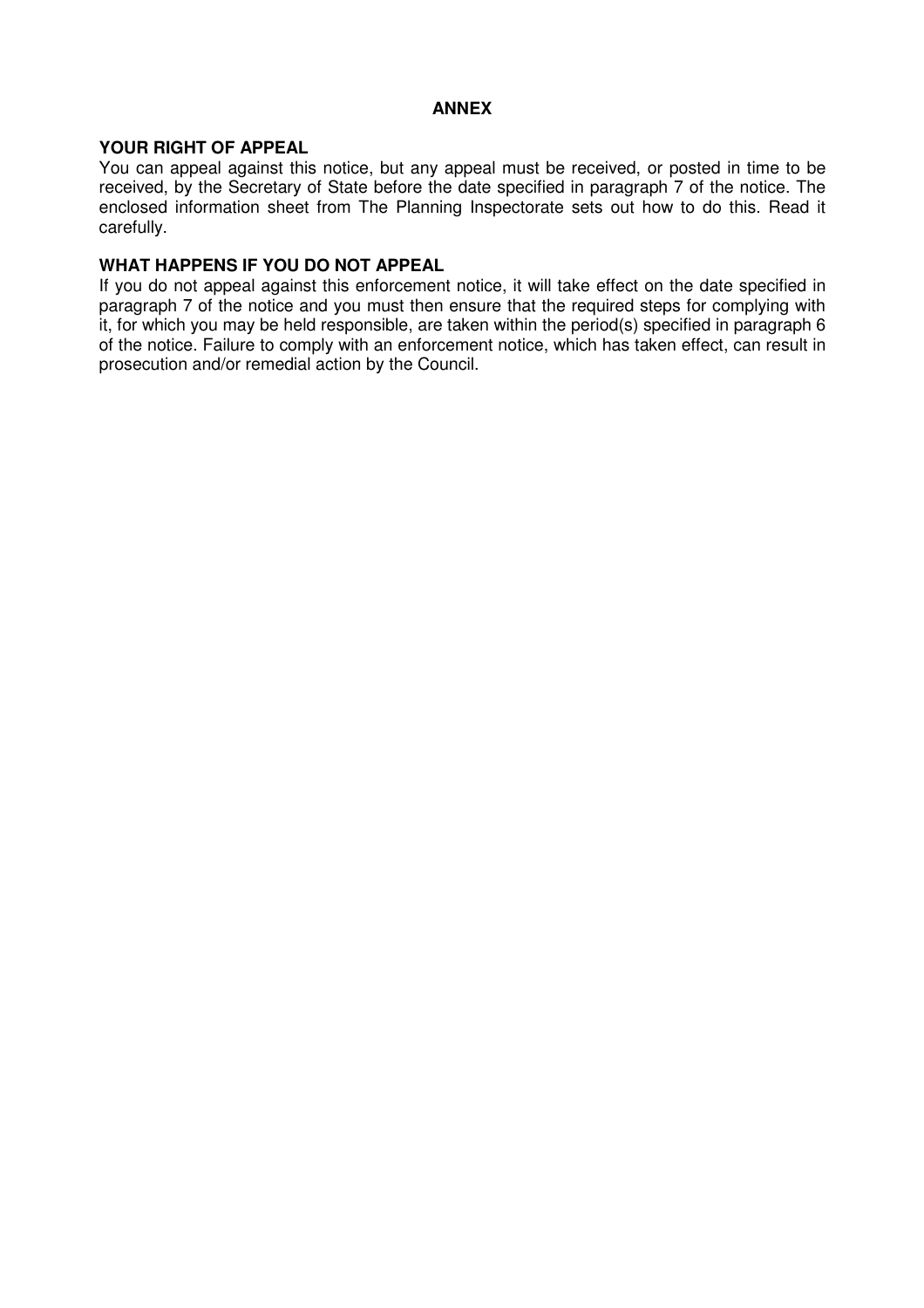## ANNEX

### YOUR RIGHT OF APPEAL

You can appeal against this notice, but any appeal must be received, or posted in time to be received, by the Secretary of State before the date specified in paragraph 7 of the notice. The enclosed information sheet from The Planning Inspectorate sets out how to do this. Read it carefully.

### WHAT HAPPENS IF YOU DO NOT APPEAL

If you do not appeal against this enforcement notice, it will take effect on the date specified in paragraph 7 of the notice and you must then ensure that the required steps for complying with it, for which you may be held responsible, are taken within the period(s) specified in paragraph 6 of the notice. Failure to comply with an enforcement notice, which has taken effect, can result in prosecution and/or remedial action by the Council.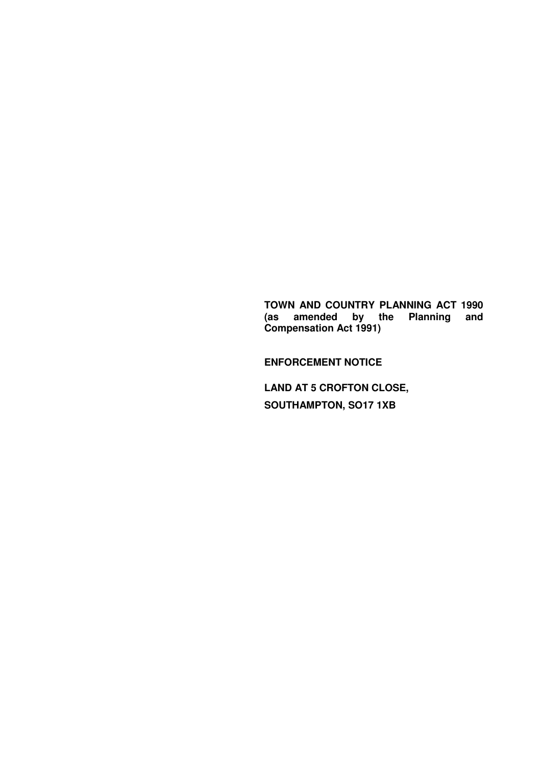**TOWN AND COUNTRY PLANNING ACT 1990 (as amended by the Planning and Compensation Act 1991)**

**ENFORCEMENT NOTICE**

**LAND AT 5 CROFTON CLOSE,**

**SOUTHAMPTON, SO17 1XB**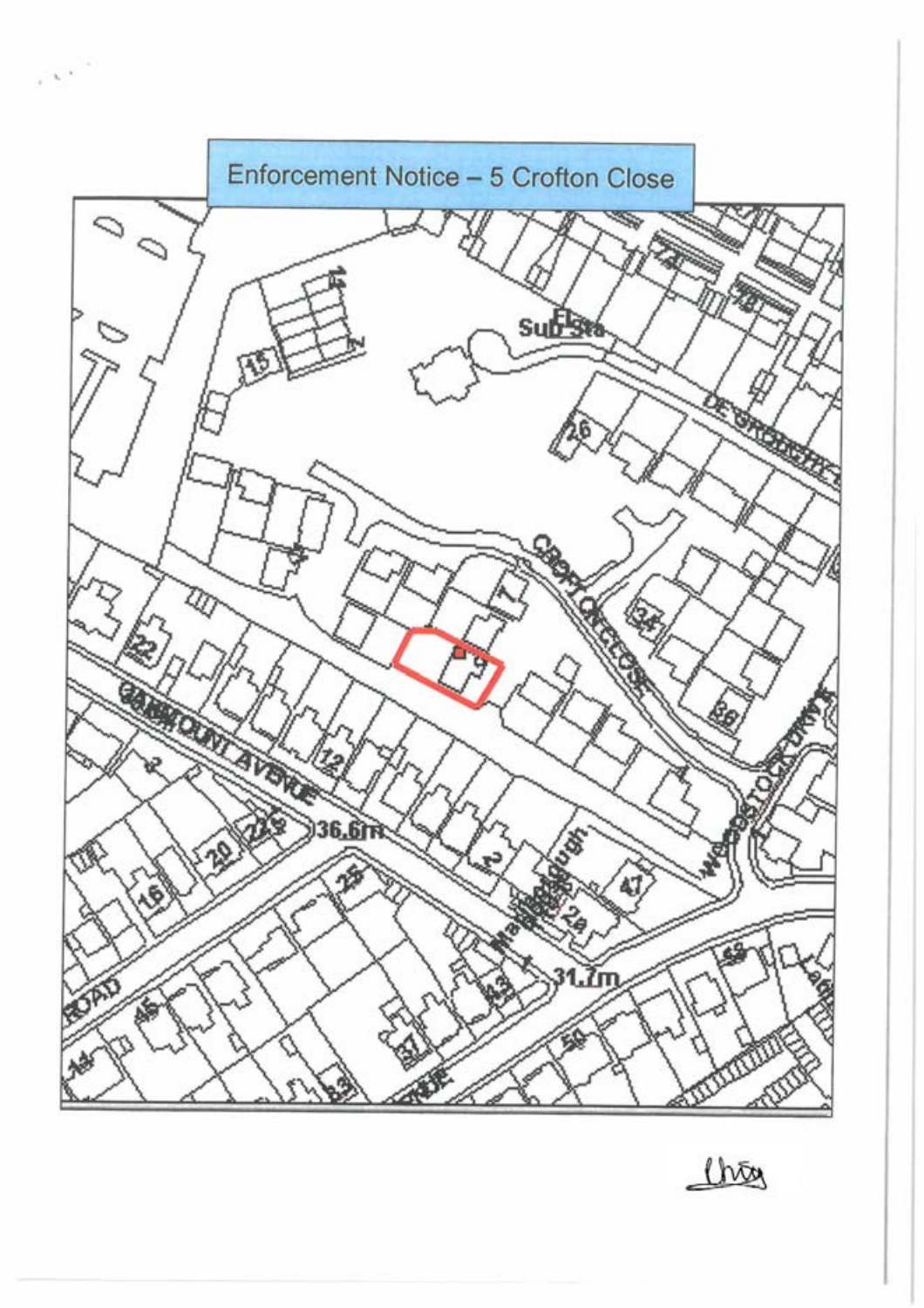# Enforcement Notice – 5 Crofton Close